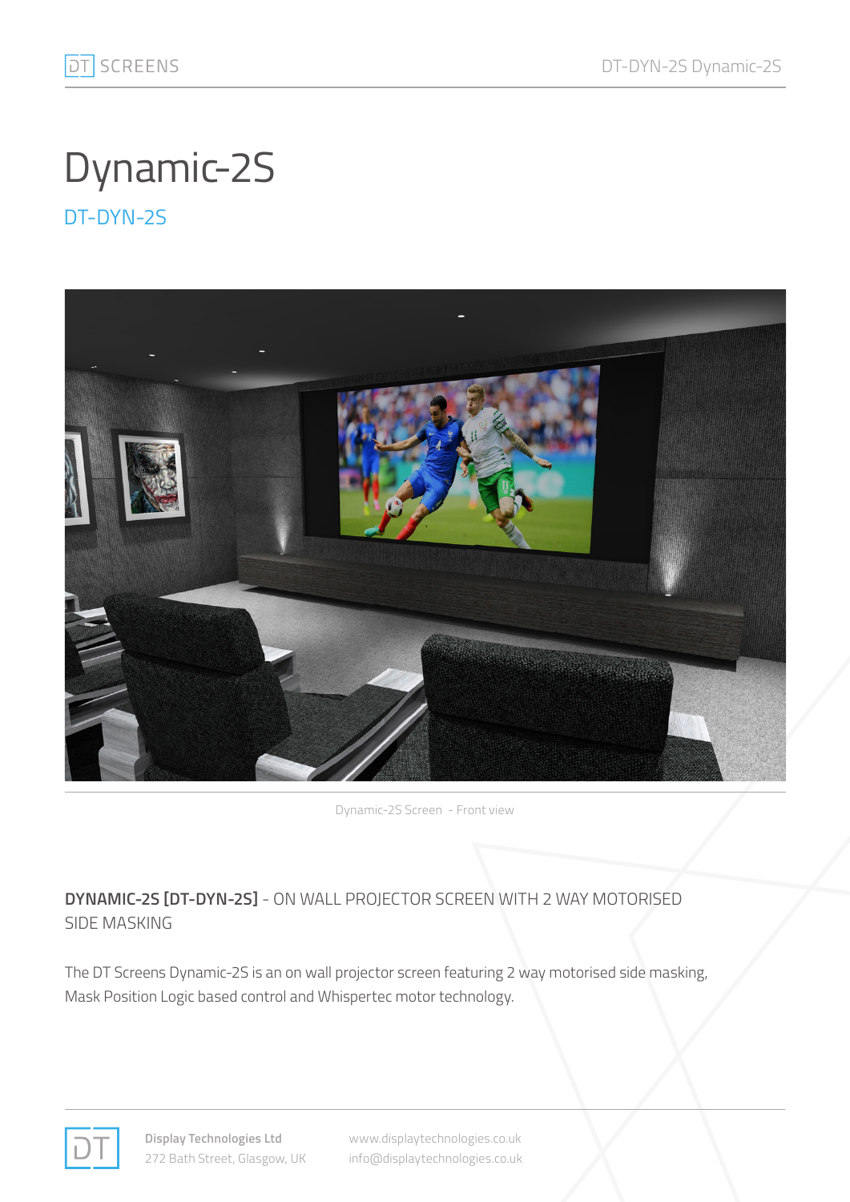# Dynamic-2S

## DT-DYN-2S

Dynamic-2S Screen - Front view

**DYNAMIC-2S [DT-DYN-2S]** - ON WALL PROJECTOR SCREEN WITH 2 WAY MOTORISED SIDE MASKING

The DT Screens Dynamic-2S is an on wall projector screen featuring 2 way motorised side masking, Mask Position Logic based control and Whispertec motor technology.

**Display Technologies Ltd**
272 Bath Street, Glasgow, UK

www.displaytechnologies.co.uk
info@displaytechnologies.co.uk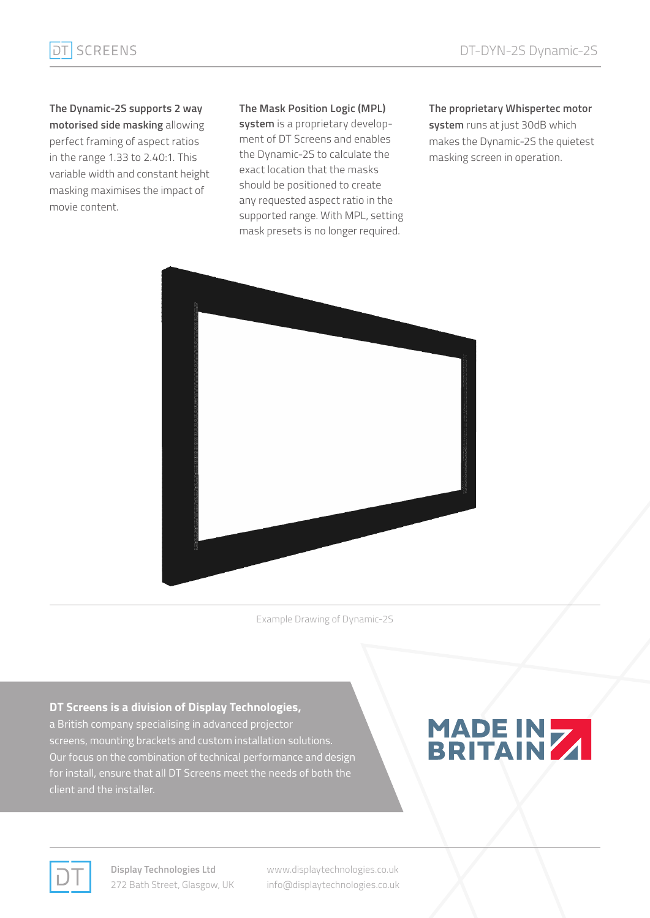**The Dynamic-2S supports 2 way motorised side masking** allowing perfect framing of aspect ratios in the range 1.33 to 2.40:1. This variable width and constant height masking maximises the impact of movie content.

**The Mask Position Logic (MPL) system** is a proprietary development of DT Screens and enables the Dynamic-2S to calculate the exact location that the masks should be positioned to create any requested aspect ratio in the supported range. With MPL, setting mask presets is no longer required.

**The proprietary Whispertec motor system** runs at just 30dB which makes the Dynamic-2S the quietest masking screen in operation.

Example Drawing of Dynamic-2S

**DT Screens is a division of Display Technologies,** a British company specialising in advanced projector screens, mounting brackets and custom installation solutions. Our focus on the combination of technical performance and design for install, ensure that all DT Screens meet the needs of both the client and the installer.

MADE IN BRITAIN

**Display Technologies Ltd**
272 Bath Street, Glasgow, UK

www.displaytechnologies.co.uk
info@displaytechnologies.co.uk